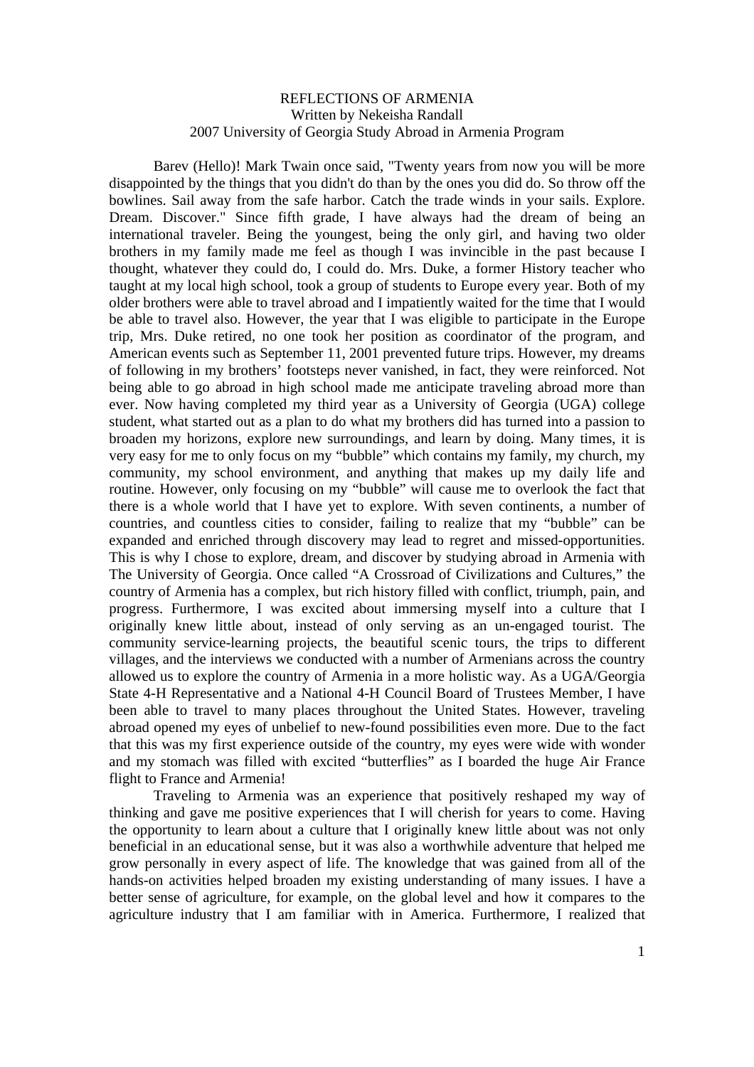# REFLECTIONS OF ARMENIA

Written by Nekeisha Randall

2007 University of Georgia Study Abroad in Armenia Program

Barev (Hello)! Mark Twain once said, "Twenty years from now you will be more disappointed by the things that you didn't do than by the ones you did do. So throw off the bowlines. Sail away from the safe harbor. Catch the trade winds in your sails. Explore. Dream. Discover." Since fifth grade, I have always had the dream of being an international traveler. Being the youngest, being the only girl, and having two older brothers in my family made me feel as though I was invincible in the past because I thought, whatever they could do, I could do. Mrs. Duke, a former History teacher who taught at my local high school, took a group of students to Europe every year. Both of my older brothers were able to travel abroad and I impatiently waited for the time that I would be able to travel also. However, the year that I was eligible to participate in the Europe trip, Mrs. Duke retired, no one took her position as coordinator of the program, and American events such as September 11, 2001 prevented future trips. However, my dreams of following in my brothers' footsteps never vanished, in fact, they were reinforced. Not being able to go abroad in high school made me anticipate traveling abroad more than ever. Now having completed my third year as a University of Georgia (UGA) college student, what started out as a plan to do what my brothers did has turned into a passion to broaden my horizons, explore new surroundings, and learn by doing. Many times, it is very easy for me to only focus on my "bubble" which contains my family, my church, my community, my school environment, and anything that makes up my daily life and routine. However, only focusing on my "bubble" will cause me to overlook the fact that there is a whole world that I have yet to explore. With seven continents, a number of countries, and countless cities to consider, failing to realize that my "bubble" can be expanded and enriched through discovery may lead to regret and missed-opportunities. This is why I chose to explore, dream, and discover by studying abroad in Armenia with The University of Georgia. Once called "A Crossroad of Civilizations and Cultures," the country of Armenia has a complex, but rich history filled with conflict, triumph, pain, and progress. Furthermore, I was excited about immersing myself into a culture that I originally knew little about, instead of only serving as an un-engaged tourist. The community service-learning projects, the beautiful scenic tours, the trips to different villages, and the interviews we conducted with a number of Armenians across the country allowed us to explore the country of Armenia in a more holistic way. As a UGA/Georgia State 4-H Representative and a National 4-H Council Board of Trustees Member, I have been able to travel to many places throughout the United States. However, traveling abroad opened my eyes of unbelief to new-found possibilities even more. Due to the fact that this was my first experience outside of the country, my eyes were wide with wonder and my stomach was filled with excited "butterflies" as I boarded the huge Air France flight to France and Armenia!

Traveling to Armenia was an experience that positively reshaped my way of thinking and gave me positive experiences that I will cherish for years to come. Having the opportunity to learn about a culture that I originally knew little about was not only beneficial in an educational sense, but it was also a worthwhile adventure that helped me grow personally in every aspect of life. The knowledge that was gained from all of the hands-on activities helped broaden my existing understanding of many issues. I have a better sense of agriculture, for example, on the global level and how it compares to the agriculture industry that I am familiar with in America. Furthermore, I realized that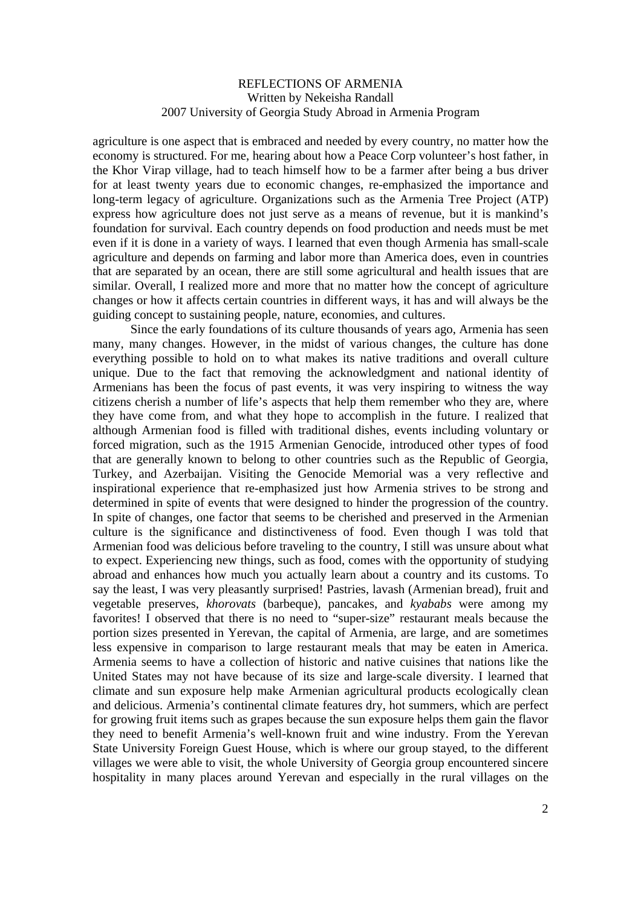REFLECTIONS OF ARMENIA
Written by Nekeisha Randall
2007 University of Georgia Study Abroad in Armenia Program

agriculture is one aspect that is embraced and needed by every country, no matter how the economy is structured. For me, hearing about how a Peace Corp volunteer's host father, in the Khor Virap village, had to teach himself how to be a farmer after being a bus driver for at least twenty years due to economic changes, re-emphasized the importance and long-term legacy of agriculture. Organizations such as the Armenia Tree Project (ATP) express how agriculture does not just serve as a means of revenue, but it is mankind's foundation for survival. Each country depends on food production and needs must be met even if it is done in a variety of ways. I learned that even though Armenia has small-scale agriculture and depends on farming and labor more than America does, even in countries that are separated by an ocean, there are still some agricultural and health issues that are similar. Overall, I realized more and more that no matter how the concept of agriculture changes or how it affects certain countries in different ways, it has and will always be the guiding concept to sustaining people, nature, economies, and cultures.

Since the early foundations of its culture thousands of years ago, Armenia has seen many, many changes. However, in the midst of various changes, the culture has done everything possible to hold on to what makes its native traditions and overall culture unique. Due to the fact that removing the acknowledgment and national identity of Armenians has been the focus of past events, it was very inspiring to witness the way citizens cherish a number of life's aspects that help them remember who they are, where they have come from, and what they hope to accomplish in the future. I realized that although Armenian food is filled with traditional dishes, events including voluntary or forced migration, such as the 1915 Armenian Genocide, introduced other types of food that are generally known to belong to other countries such as the Republic of Georgia, Turkey, and Azerbaijan. Visiting the Genocide Memorial was a very reflective and inspirational experience that re-emphasized just how Armenia strives to be strong and determined in spite of events that were designed to hinder the progression of the country. In spite of changes, one factor that seems to be cherished and preserved in the Armenian culture is the significance and distinctiveness of food. Even though I was told that Armenian food was delicious before traveling to the country, I still was unsure about what to expect. Experiencing new things, such as food, comes with the opportunity of studying abroad and enhances how much you actually learn about a country and its customs. To say the least, I was very pleasantly surprised! Pastries, lavash (Armenian bread), fruit and vegetable preserves, *khorovats* (barbeque), pancakes, and *kyababs* were among my favorites! I observed that there is no need to "super-size" restaurant meals because the portion sizes presented in Yerevan, the capital of Armenia, are large, and are sometimes less expensive in comparison to large restaurant meals that may be eaten in America. Armenia seems to have a collection of historic and native cuisines that nations like the United States may not have because of its size and large-scale diversity. I learned that climate and sun exposure help make Armenian agricultural products ecologically clean and delicious. Armenia's continental climate features dry, hot summers, which are perfect for growing fruit items such as grapes because the sun exposure helps them gain the flavor they need to benefit Armenia's well-known fruit and wine industry. From the Yerevan State University Foreign Guest House, which is where our group stayed, to the different villages we were able to visit, the whole University of Georgia group encountered sincere hospitality in many places around Yerevan and especially in the rural villages on the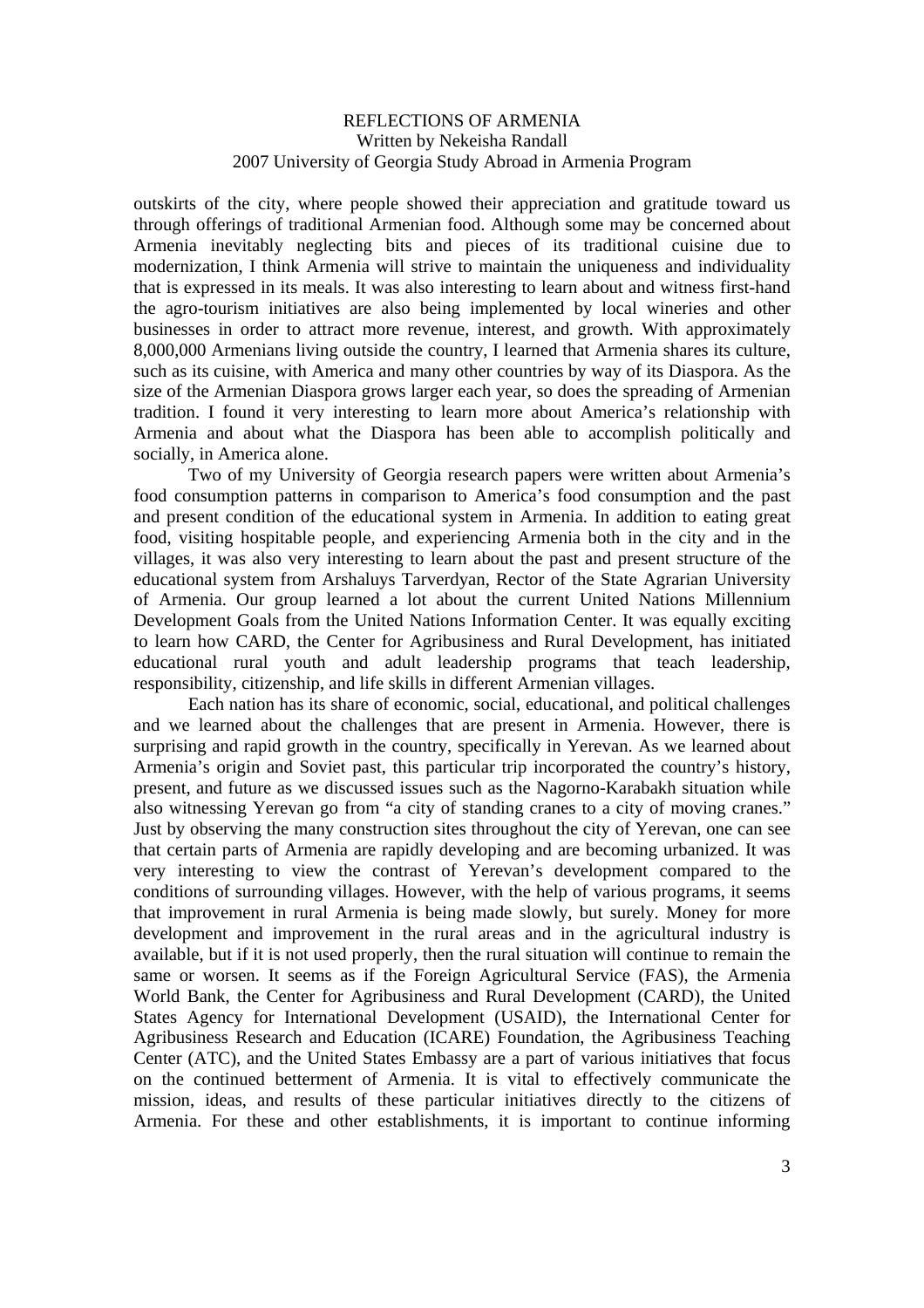outskirts of the city, where people showed their appreciation and gratitude toward us through offerings of traditional Armenian food. Although some may be concerned about Armenia inevitably neglecting bits and pieces of its traditional cuisine due to modernization, I think Armenia will strive to maintain the uniqueness and individuality that is expressed in its meals. It was also interesting to learn about and witness first-hand the agro-tourism initiatives are also being implemented by local wineries and other businesses in order to attract more revenue, interest, and growth. With approximately 8,000,000 Armenians living outside the country, I learned that Armenia shares its culture, such as its cuisine, with America and many other countries by way of its Diaspora. As the size of the Armenian Diaspora grows larger each year, so does the spreading of Armenian tradition. I found it very interesting to learn more about America's relationship with Armenia and about what the Diaspora has been able to accomplish politically and socially, in America alone.

Two of my University of Georgia research papers were written about Armenia's food consumption patterns in comparison to America's food consumption and the past and present condition of the educational system in Armenia. In addition to eating great food, visiting hospitable people, and experiencing Armenia both in the city and in the villages, it was also very interesting to learn about the past and present structure of the educational system from Arshaluys Tarverdyan, Rector of the State Agrarian University of Armenia. Our group learned a lot about the current United Nations Millennium Development Goals from the United Nations Information Center. It was equally exciting to learn how CARD, the Center for Agribusiness and Rural Development, has initiated educational rural youth and adult leadership programs that teach leadership, responsibility, citizenship, and life skills in different Armenian villages.

Each nation has its share of economic, social, educational, and political challenges and we learned about the challenges that are present in Armenia. However, there is surprising and rapid growth in the country, specifically in Yerevan. As we learned about Armenia's origin and Soviet past, this particular trip incorporated the country's history, present, and future as we discussed issues such as the Nagorno-Karabakh situation while also witnessing Yerevan go from "a city of standing cranes to a city of moving cranes." Just by observing the many construction sites throughout the city of Yerevan, one can see that certain parts of Armenia are rapidly developing and are becoming urbanized. It was very interesting to view the contrast of Yerevan's development compared to the conditions of surrounding villages. However, with the help of various programs, it seems that improvement in rural Armenia is being made slowly, but surely. Money for more development and improvement in the rural areas and in the agricultural industry is available, but if it is not used properly, then the rural situation will continue to remain the same or worsen. It seems as if the Foreign Agricultural Service (FAS), the Armenia World Bank, the Center for Agribusiness and Rural Development (CARD), the United States Agency for International Development (USAID), the International Center for Agribusiness Research and Education (ICARE) Foundation, the Agribusiness Teaching Center (ATC), and the United States Embassy are a part of various initiatives that focus on the continued betterment of Armenia. It is vital to effectively communicate the mission, ideas, and results of these particular initiatives directly to the citizens of Armenia. For these and other establishments, it is important to continue informing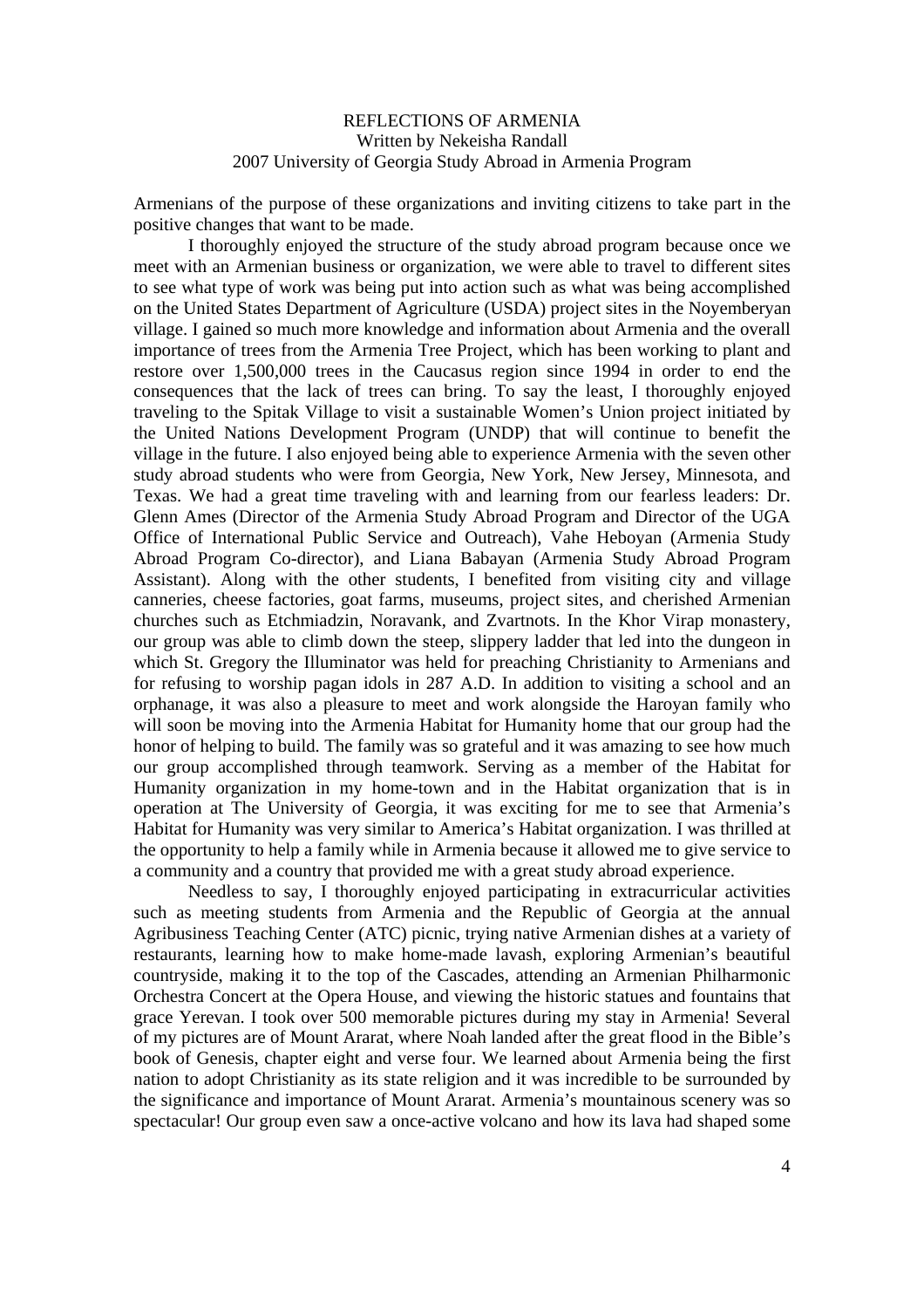Armenians of the purpose of these organizations and inviting citizens to take part in the positive changes that want to be made.

I thoroughly enjoyed the structure of the study abroad program because once we meet with an Armenian business or organization, we were able to travel to different sites to see what type of work was being put into action such as what was being accomplished on the United States Department of Agriculture (USDA) project sites in the Noyemberyan village. I gained so much more knowledge and information about Armenia and the overall importance of trees from the Armenia Tree Project, which has been working to plant and restore over 1,500,000 trees in the Caucasus region since 1994 in order to end the consequences that the lack of trees can bring. To say the least, I thoroughly enjoyed traveling to the Spitak Village to visit a sustainable Women's Union project initiated by the United Nations Development Program (UNDP) that will continue to benefit the village in the future. I also enjoyed being able to experience Armenia with the seven other study abroad students who were from Georgia, New York, New Jersey, Minnesota, and Texas. We had a great time traveling with and learning from our fearless leaders: Dr. Glenn Ames (Director of the Armenia Study Abroad Program and Director of the UGA Office of International Public Service and Outreach), Vahe Heboyan (Armenia Study Abroad Program Co-director), and Liana Babayan (Armenia Study Abroad Program Assistant). Along with the other students, I benefited from visiting city and village canneries, cheese factories, goat farms, museums, project sites, and cherished Armenian churches such as Etchmiadzin, Noravank, and Zvartnots. In the Khor Virap monastery, our group was able to climb down the steep, slippery ladder that led into the dungeon in which St. Gregory the Illuminator was held for preaching Christianity to Armenians and for refusing to worship pagan idols in 287 A.D. In addition to visiting a school and an orphanage, it was also a pleasure to meet and work alongside the Haroyan family who will soon be moving into the Armenia Habitat for Humanity home that our group had the honor of helping to build. The family was so grateful and it was amazing to see how much our group accomplished through teamwork. Serving as a member of the Habitat for Humanity organization in my home-town and in the Habitat organization that is in operation at The University of Georgia, it was exciting for me to see that Armenia's Habitat for Humanity was very similar to America's Habitat organization. I was thrilled at the opportunity to help a family while in Armenia because it allowed me to give service to a community and a country that provided me with a great study abroad experience.

Needless to say, I thoroughly enjoyed participating in extracurricular activities such as meeting students from Armenia and the Republic of Georgia at the annual Agribusiness Teaching Center (ATC) picnic, trying native Armenian dishes at a variety of restaurants, learning how to make home-made lavash, exploring Armenian's beautiful countryside, making it to the top of the Cascades, attending an Armenian Philharmonic Orchestra Concert at the Opera House, and viewing the historic statues and fountains that grace Yerevan. I took over 500 memorable pictures during my stay in Armenia! Several of my pictures are of Mount Ararat, where Noah landed after the great flood in the Bible's book of Genesis, chapter eight and verse four. We learned about Armenia being the first nation to adopt Christianity as its state religion and it was incredible to be surrounded by the significance and importance of Mount Ararat. Armenia's mountainous scenery was so spectacular! Our group even saw a once-active volcano and how its lava had shaped some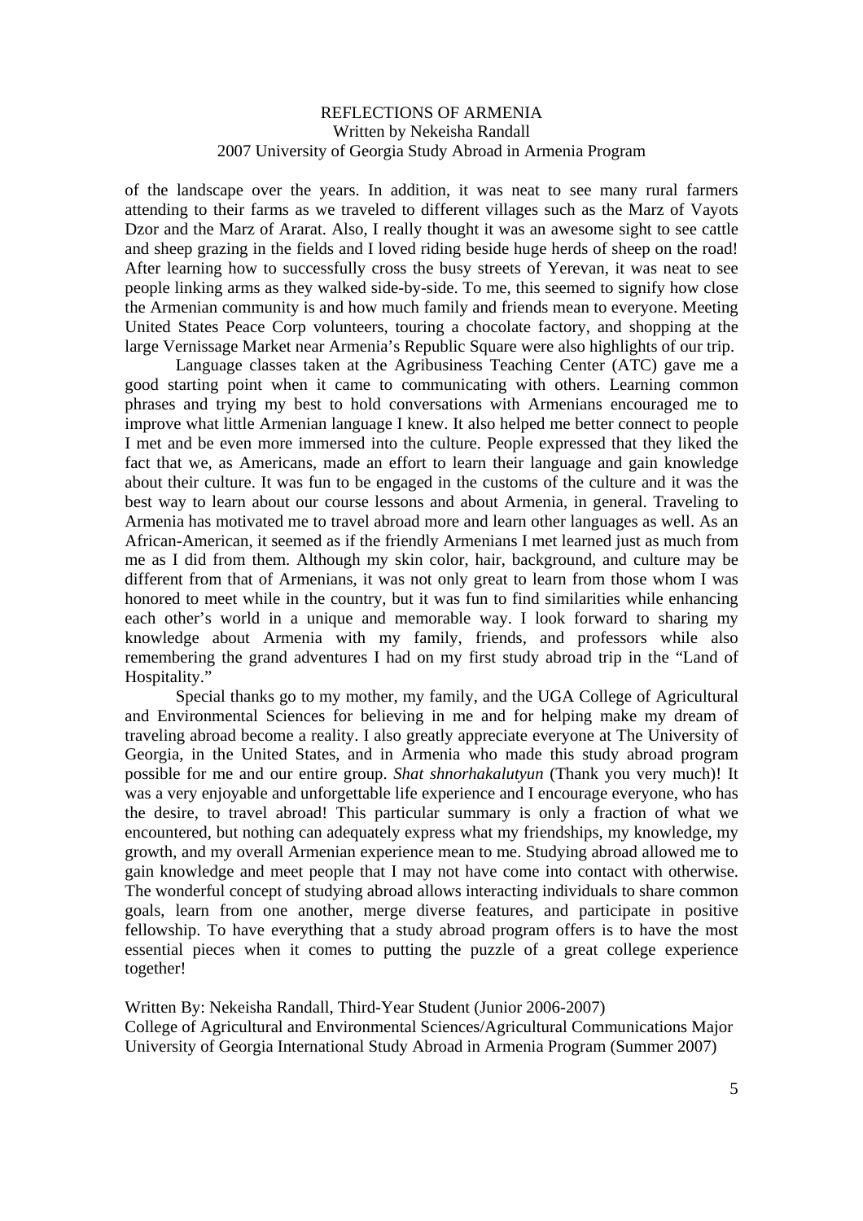REFLECTIONS OF ARMENIA
Written by Nekeisha Randall
2007 University of Georgia Study Abroad in Armenia Program

of the landscape over the years. In addition, it was neat to see many rural farmers attending to their farms as we traveled to different villages such as the Marz of Vayots Dzor and the Marz of Ararat. Also, I really thought it was an awesome sight to see cattle and sheep grazing in the fields and I loved riding beside huge herds of sheep on the road! After learning how to successfully cross the busy streets of Yerevan, it was neat to see people linking arms as they walked side-by-side. To me, this seemed to signify how close the Armenian community is and how much family and friends mean to everyone. Meeting United States Peace Corp volunteers, touring a chocolate factory, and shopping at the large Vernissage Market near Armenia's Republic Square were also highlights of our trip.

Language classes taken at the Agribusiness Teaching Center (ATC) gave me a good starting point when it came to communicating with others. Learning common phrases and trying my best to hold conversations with Armenians encouraged me to improve what little Armenian language I knew. It also helped me better connect to people I met and be even more immersed into the culture. People expressed that they liked the fact that we, as Americans, made an effort to learn their language and gain knowledge about their culture. It was fun to be engaged in the customs of the culture and it was the best way to learn about our course lessons and about Armenia, in general. Traveling to Armenia has motivated me to travel abroad more and learn other languages as well. As an African-American, it seemed as if the friendly Armenians I met learned just as much from me as I did from them. Although my skin color, hair, background, and culture may be different from that of Armenians, it was not only great to learn from those whom I was honored to meet while in the country, but it was fun to find similarities while enhancing each other's world in a unique and memorable way. I look forward to sharing my knowledge about Armenia with my family, friends, and professors while also remembering the grand adventures I had on my first study abroad trip in the "Land of Hospitality."

Special thanks go to my mother, my family, and the UGA College of Agricultural and Environmental Sciences for believing in me and for helping make my dream of traveling abroad become a reality. I also greatly appreciate everyone at The University of Georgia, in the United States, and in Armenia who made this study abroad program possible for me and our entire group. *Shat shnorhakalutyun* (Thank you very much)! It was a very enjoyable and unforgettable life experience and I encourage everyone, who has the desire, to travel abroad! This particular summary is only a fraction of what we encountered, but nothing can adequately express what my friendships, my knowledge, my growth, and my overall Armenian experience mean to me. Studying abroad allowed me to gain knowledge and meet people that I may not have come into contact with otherwise. The wonderful concept of studying abroad allows interacting individuals to share common goals, learn from one another, merge diverse features, and participate in positive fellowship. To have everything that a study abroad program offers is to have the most essential pieces when it comes to putting the puzzle of a great college experience together!

Written By: Nekeisha Randall, Third-Year Student (Junior 2006-2007)
College of Agricultural and Environmental Sciences/Agricultural Communications Major
University of Georgia International Study Abroad in Armenia Program (Summer 2007)